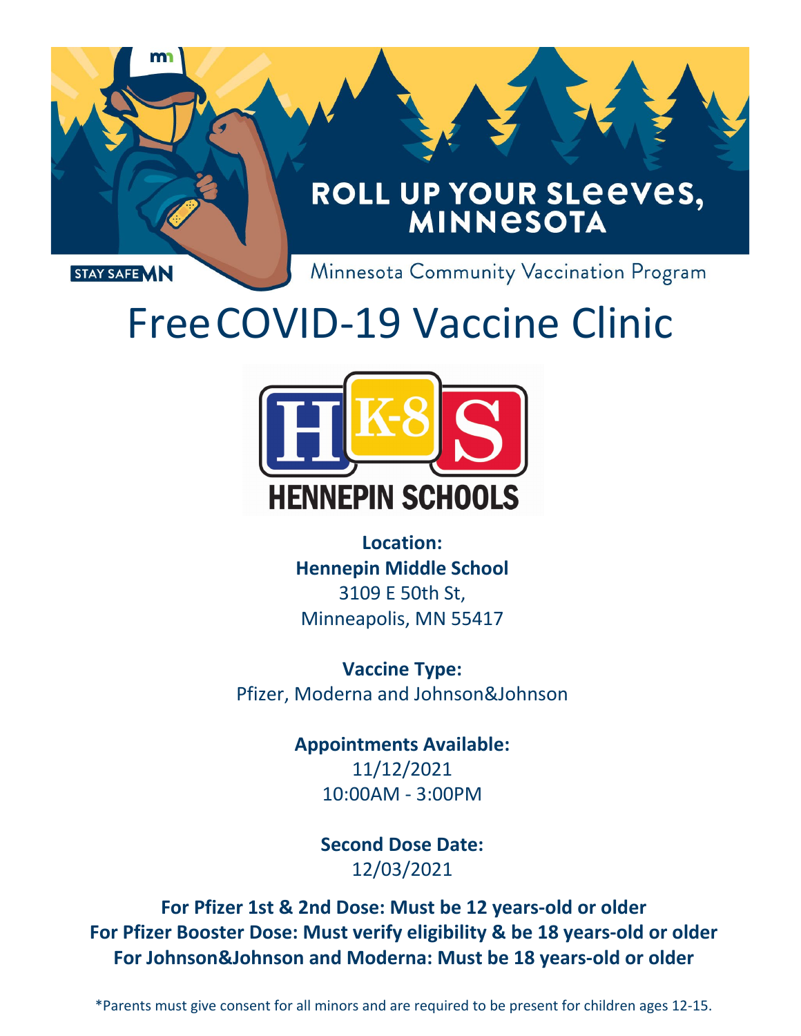ROLL UP YOUR SLeeVeS, MINNeSOTA

STAY SAFE MN

Minnesota Community Vaccination Program

# Free COVID-19 Vaccine Clinic

HK-8S HENNEPIN SCHOOLS

**Location:**
**Hennepin Middle School**
3109 E 50th St,
Minneapolis, MN 55417

**Vaccine Type:**
Pfizer, Moderna and Johnson&Johnson

**Appointments Available:**
11/12/2021
10:00AM - 3:00PM

**Second Dose Date:**
12/03/2021

**For Pfizer 1st & 2nd Dose: Must be 12 years-old or older**
**For Pfizer Booster Dose: Must verify eligibility & be 18 years-old or older**
**For Johnson&Johnson and Moderna: Must be 18 years-old or older**

*Parents must give consent for all minors and are required to be present for children ages 12-15.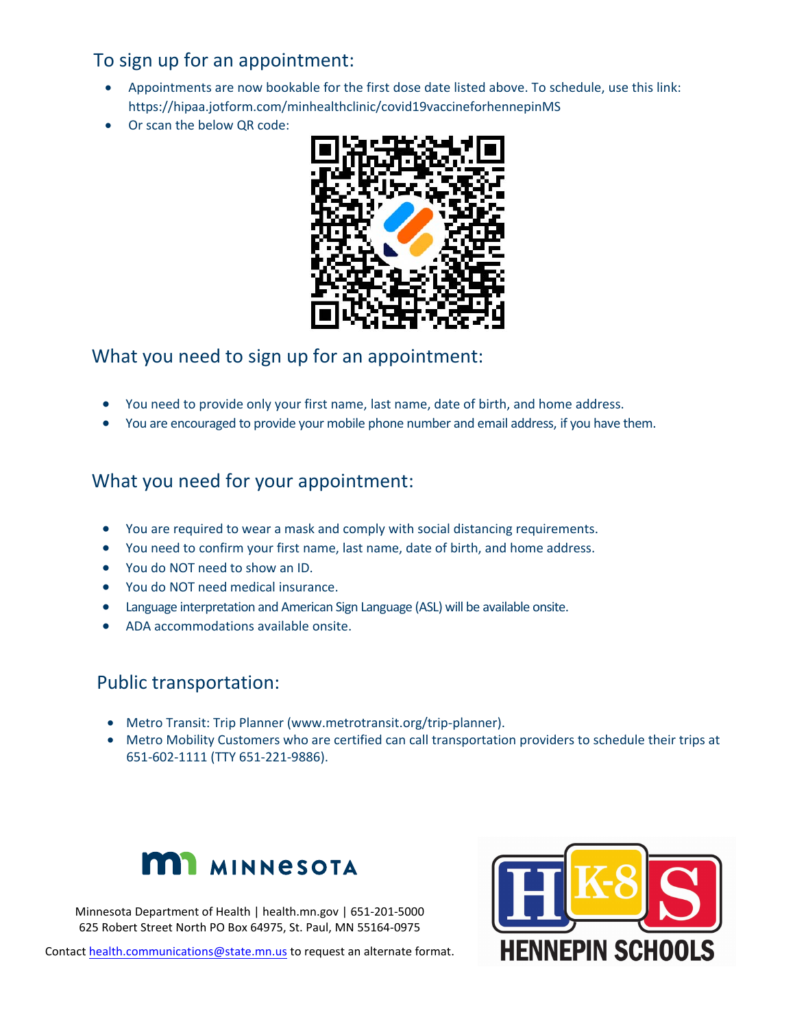## To sign up for an appointment:

- Appointments are now bookable for the first dose date listed above. To schedule, use this link: https://hipaa.jotform.com/minhealthclinic/covid19vaccineforhennepinMS
- Or scan the below QR code:

## What you need to sign up for an appointment:

- You need to provide only your first name, last name, date of birth, and home address.
- You are encouraged to provide your mobile phone number and email address, if you have them.

## What you need for your appointment:

- You are required to wear a mask and comply with social distancing requirements.
- You need to confirm your first name, last name, date of birth, and home address.
- You do NOT need to show an ID.
- You do NOT need medical insurance.
- Language interpretation and American Sign Language (ASL) will be available onsite.
- ADA accommodations available onsite.

## Public transportation:

- Metro Transit: Trip Planner (www.metrotransit.org/trip-planner).
- Metro Mobility Customers who are certified can call transportation providers to schedule their trips at 651-602-1111 (TTY 651-221-9886).

MINNESOTA

Minnesota Department of Health | health.mn.gov | 651-201-5000
625 Robert Street North PO Box 64975, St. Paul, MN 55164-0975

Contact health.communications@state.mn.us to request an alternate format.

H K-8 S
HENNEPIN SCHOOLS